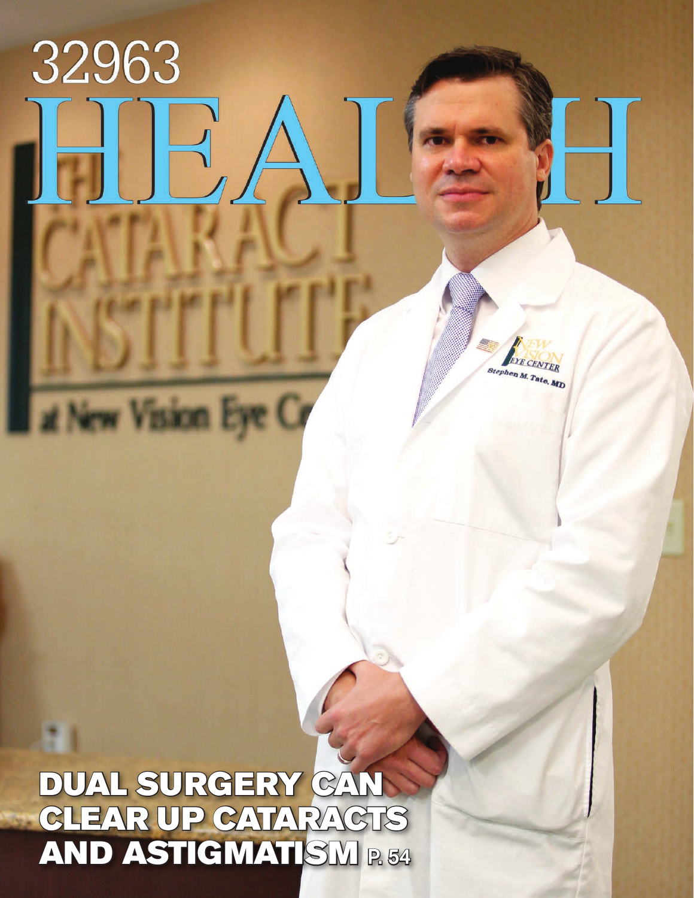# 32963 HEALTH

## DUAL SURGERY CAN CLEAR UP CATARACTS AND ASTIGMATISM P. 54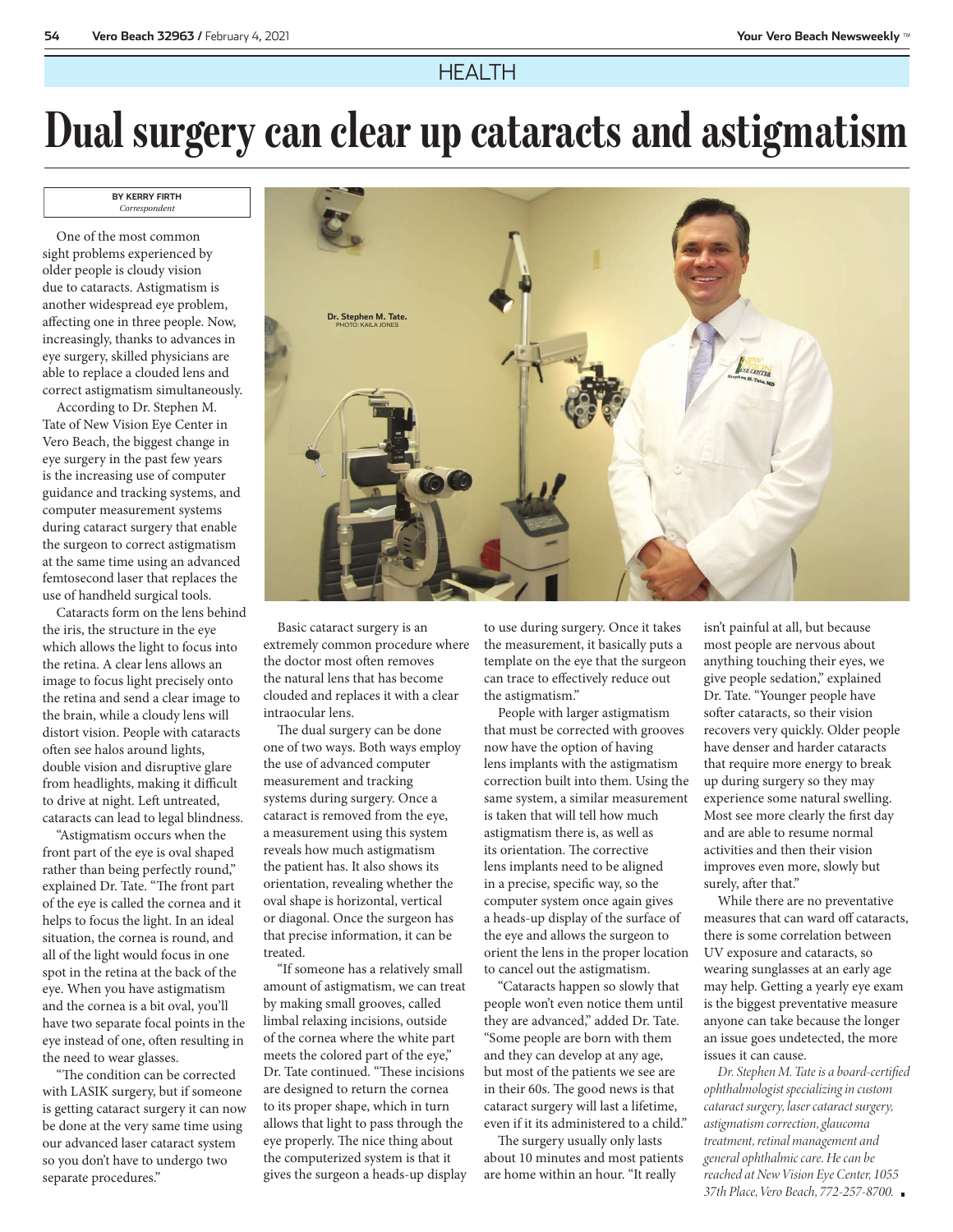HEALTH

# Dual surgery can clear up cataracts and astigmatism

**BY KERRY FIRTH**
*Correspondent*

One of the most common sight problems experienced by older people is cloudy vision due to cataracts. Astigmatism is another widespread eye problem, affecting one in three people. Now, increasingly, thanks to advances in eye surgery, skilled physicians are able to replace a clouded lens and correct astigmatism simultaneously.

According to Dr. Stephen M. Tate of New Vision Eye Center in Vero Beach, the biggest change in eye surgery in the past few years is the increasing use of computer guidance and tracking systems, and computer measurement systems during cataract surgery that enable the surgeon to correct astigmatism at the same time using an advanced femtosecond laser that replaces the use of handheld surgical tools.

Cataracts form on the lens behind the iris, the structure in the eye which allows the light to focus into the retina. A clear lens allows an image to focus light precisely onto the retina and send a clear image to the brain, while a cloudy lens will distort vision. People with cataracts often see halos around lights, double vision and disruptive glare from headlights, making it difficult to drive at night. Left untreated, cataracts can lead to legal blindness.

"Astigmatism occurs when the front part of the eye is oval shaped rather than being perfectly round," explained Dr. Tate. "The front part of the eye is called the cornea and it helps to focus the light. In an ideal situation, the cornea is round, and all of the light would focus in one spot in the retina at the back of the eye. When you have astigmatism and the cornea is a bit oval, you'll have two separate focal points in the eye instead of one, often resulting in the need to wear glasses.

"The condition can be corrected with LASIK surgery, but if someone is getting cataract surgery it can now be done at the very same time using our advanced laser cataract system so you don't have to undergo two separate procedures."

Dr. Stephen M. Tate.
PHOTO: KAILA JONES

Basic cataract surgery is an extremely common procedure where the doctor most often removes the natural lens that has become clouded and replaces it with a clear intraocular lens.

The dual surgery can be done one of two ways. Both ways employ the use of advanced computer measurement and tracking systems during surgery. Once a cataract is removed from the eye, a measurement using this system reveals how much astigmatism the patient has. It also shows its orientation, revealing whether the oval shape is horizontal, vertical or diagonal. Once the surgeon has that precise information, it can be treated.

"If someone has a relatively small amount of astigmatism, we can treat by making small grooves, called limbal relaxing incisions, outside of the cornea where the white part meets the colored part of the eye," Dr. Tate continued. "These incisions are designed to return the cornea to its proper shape, which in turn allows that light to pass through the eye properly. The nice thing about the computerized system is that it gives the surgeon a heads-up display to use during surgery. Once it takes the measurement, it basically puts a template on the eye that the surgeon can trace to effectively reduce out the astigmatism."

People with larger astigmatism that must be corrected with grooves now have the option of having lens implants with the astigmatism correction built into them. Using the same system, a similar measurement is taken that will tell how much astigmatism there is, as well as its orientation. The corrective lens implants need to be aligned in a precise, specific way, so the computer system once again gives a heads-up display of the surface of the eye and allows the surgeon to orient the lens in the proper location to cancel out the astigmatism.

"Cataracts happen so slowly that people won't even notice them until they are advanced," added Dr. Tate. "Some people are born with them and they can develop at any age, but most of the patients we see are in their 60s. The good news is that cataract surgery will last a lifetime, even if it its administered to a child."

The surgery usually only lasts about 10 minutes and most patients are home within an hour. "It really isn't painful at all, but because most people are nervous about anything touching their eyes, we give people sedation," explained Dr. Tate. "Younger people have softer cataracts, so their vision recovers very quickly. Older people have denser and harder cataracts that require more energy to break up during surgery so they may experience some natural swelling. Most see more clearly the first day and are able to resume normal activities and then their vision improves even more, slowly but surely, after that."

While there are no preventative measures that can ward off cataracts, there is some correlation between UV exposure and cataracts, so wearing sunglasses at an early age may help. Getting a yearly eye exam is the biggest preventative measure anyone can take because the longer an issue goes undetected, the more issues it can cause.

*Dr. Stephen M. Tate is a board-certified ophthalmologist specializing in custom cataract surgery, laser cataract surgery, astigmatism correction, glaucoma treatment, retinal management and general ophthalmic care. He can be reached at New Vision Eye Center, 1055 37th Place, Vero Beach, 772-257-8700.*